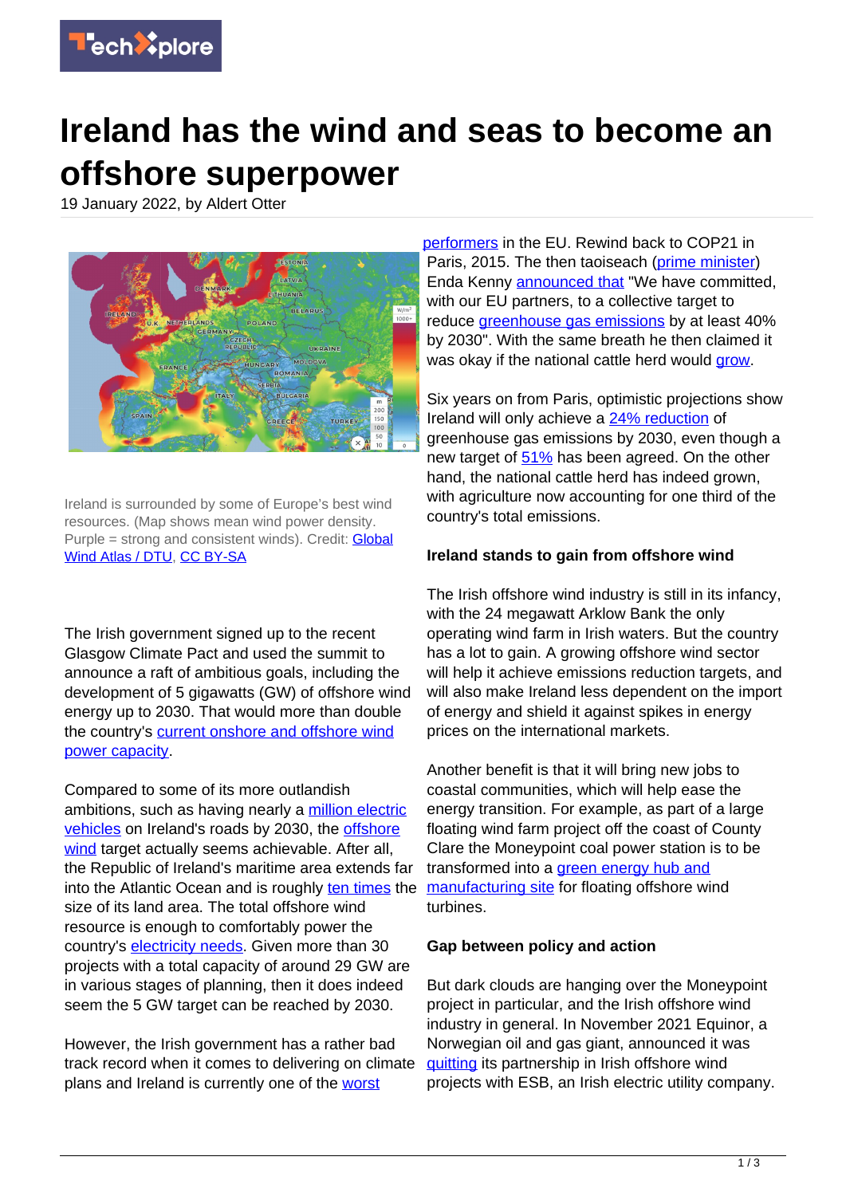# Ireland has the wind and seas to become an offshore superpower

19 January 2022, by Aldert Otter

Ireland is surrounded by some of Europe's best wind resources. (Map shows mean wind power density. Purple = strong and consistent winds). Credit: Global Wind Atlas / DTU, CC BY-SA

The Irish government signed up to the recent Glasgow Climate Pact and used the summit to announce a raft of ambitious goals, including the development of 5 gigawatts (GW) of offshore wind energy up to 2030. That would more than double the country's current onshore and offshore wind power capacity.

Compared to some of its more outlandish ambitions, such as having nearly a million electric vehicles on Ireland's roads by 2030, the offshore wind target actually seems achievable. After all, the Republic of Ireland's maritime area extends far into the Atlantic Ocean and is roughly ten times the size of its land area. The total offshore wind resource is enough to comfortably power the country's electricity needs. Given more than 30 projects with a total capacity of around 29 GW are in various stages of planning, then it does indeed seem the 5 GW target can be reached by 2030.

However, the Irish government has a rather bad track record when it comes to delivering on climate plans and Ireland is currently one of the worst performers in the EU. Rewind back to COP21 in Paris, 2015. The then taoiseach (prime minister) Enda Kenny announced that "We have committed, with our EU partners, to a collective target to reduce greenhouse gas emissions by at least 40% by 2030". With the same breath he then claimed it was okay if the national cattle herd would grow.

Six years on from Paris, optimistic projections show Ireland will only achieve a 24% reduction of greenhouse gas emissions by 2030, even though a new target of 51% has been agreed. On the other hand, the national cattle herd has indeed grown, with agriculture now accounting for one third of the country's total emissions.

### Ireland stands to gain from offshore wind

The Irish offshore wind industry is still in its infancy, with the 24 megawatt Arklow Bank the only operating wind farm in Irish waters. But the country has a lot to gain. A growing offshore wind sector will help it achieve emissions reduction targets, and will also make Ireland less dependent on the import of energy and shield it against spikes in energy prices on the international markets.

Another benefit is that it will bring new jobs to coastal communities, which will help ease the energy transition. For example, as part of a large floating wind farm project off the coast of County Clare the Moneypoint coal power station is to be transformed into a green energy hub and manufacturing site for floating offshore wind turbines.

### Gap between policy and action

But dark clouds are hanging over the Moneypoint project in particular, and the Irish offshore wind industry in general. In November 2021 Equinor, a Norwegian oil and gas giant, announced it was quitting its partnership in Irish offshore wind projects with ESB, an Irish electric utility company.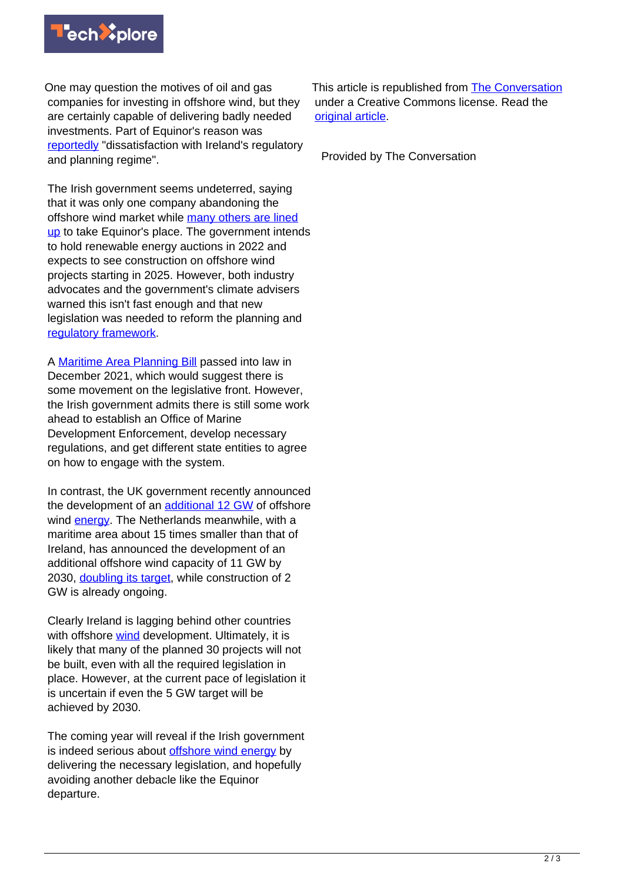One may question the motives of oil and gas companies for investing in offshore wind, but they are certainly capable of delivering badly needed investments. Part of Equinor's reason was reportedly "dissatisfaction with Ireland's regulatory and planning regime".

The Irish government seems undeterred, saying that it was only one company abandoning the offshore wind market while many others are lined up to take Equinor's place. The government intends to hold renewable energy auctions in 2022 and expects to see construction on offshore wind projects starting in 2025. However, both industry advocates and the government's climate advisers warned this isn't fast enough and that new legislation was needed to reform the planning and regulatory framework.

A Maritime Area Planning Bill passed into law in December 2021, which would suggest there is some movement on the legislative front. However, the Irish government admits there is still some work ahead to establish an Office of Marine Development Enforcement, develop necessary regulations, and get different state entities to agree on how to engage with the system.

In contrast, the UK government recently announced the development of an additional 12 GW of offshore wind energy. The Netherlands meanwhile, with a maritime area about 15 times smaller than that of Ireland, has announced the development of an additional offshore wind capacity of 11 GW by 2030, doubling its target, while construction of 2 GW is already ongoing.

Clearly Ireland is lagging behind other countries with offshore wind development. Ultimately, it is likely that many of the planned 30 projects will not be built, even with all the required legislation in place. However, at the current pace of legislation it is uncertain if even the 5 GW target will be achieved by 2030.

The coming year will reveal if the Irish government is indeed serious about offshore wind energy by delivering the necessary legislation, and hopefully avoiding another debacle like the Equinor departure.

This article is republished from The Conversation under a Creative Commons license. Read the original article.

Provided by The Conversation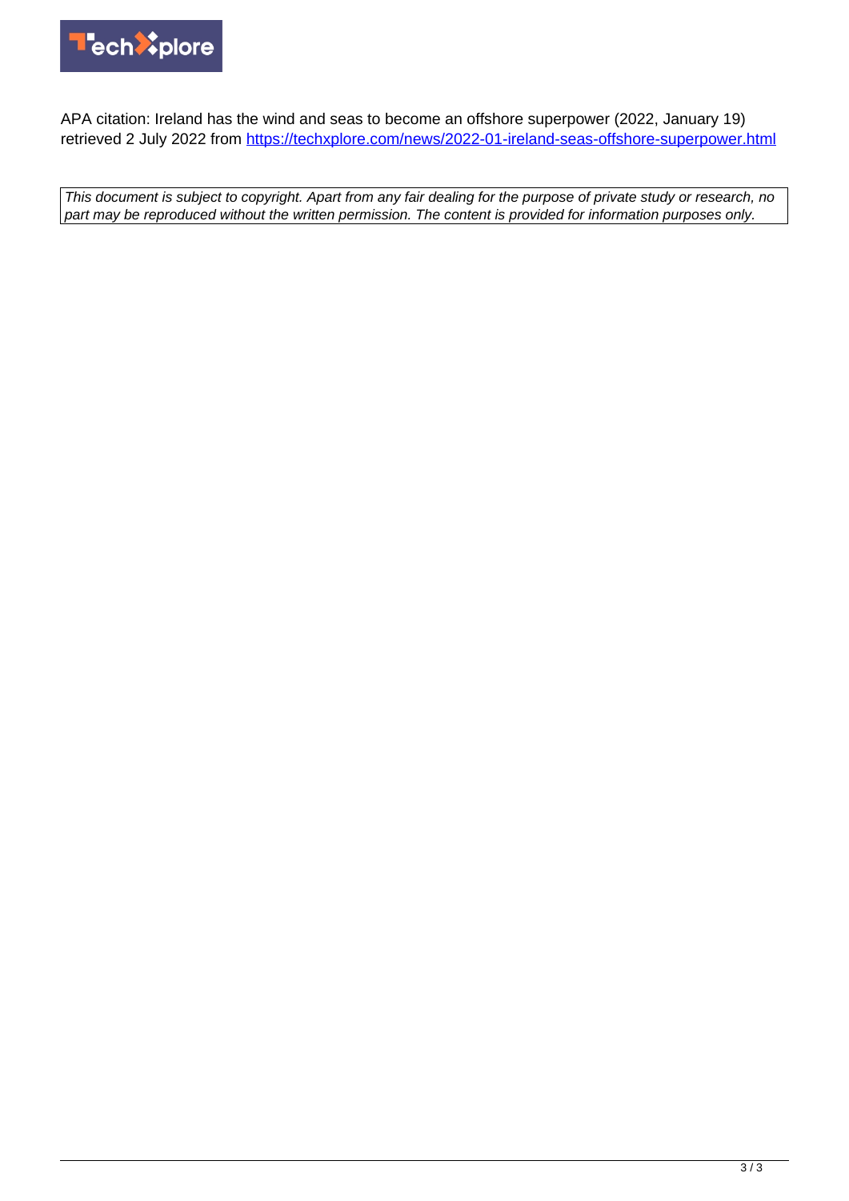APA citation: Ireland has the wind and seas to become an offshore superpower (2022, January 19) retrieved 2 July 2022 from https://techxplore.com/news/2022-01-ireland-seas-offshore-superpower.html

*This document is subject to copyright. Apart from any fair dealing for the purpose of private study or research, no part may be reproduced without the written permission. The content is provided for information purposes only.*